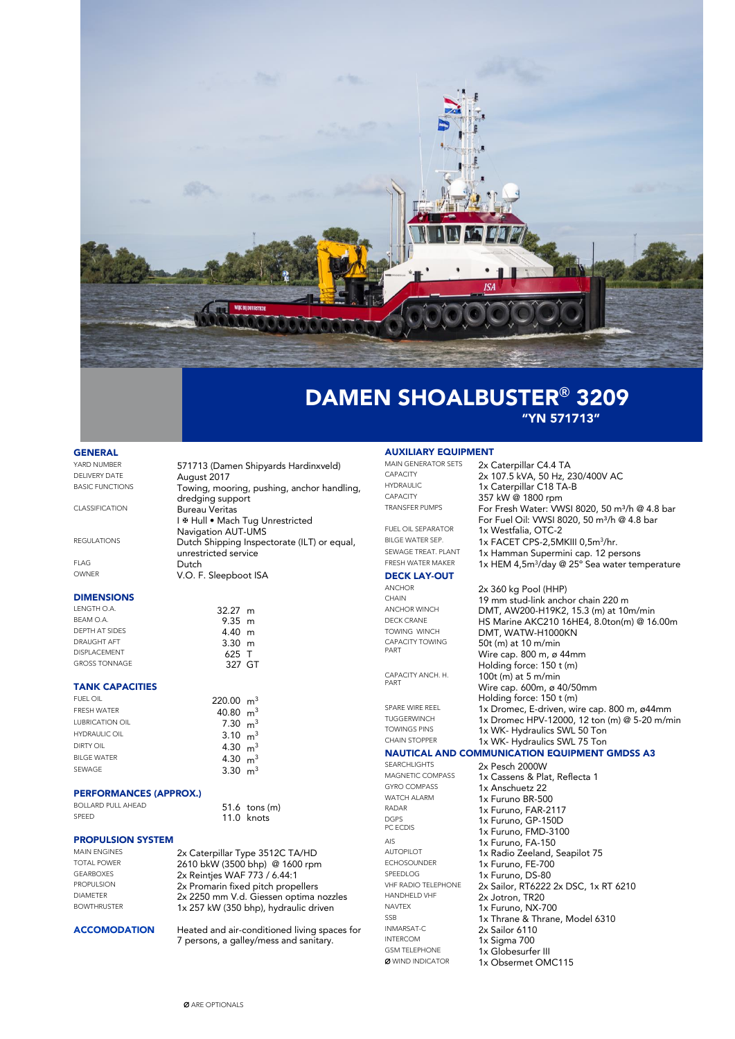# DAMEN SHOALBUSTER® 3209

**"YN 571713"**

## GENERAL

| | |
|---|---|
| YARD NUMBER | 571713 (Damen Shipyards Hardinxveld) |
| DELIVERY DATE | August 2017 |
| BASIC FUNCTIONS | Towing, mooring, pushing, anchor handling, dredging support |
| CLASSIFICATION | Bureau Veritas<br>I ✠ Hull • Mach Tug Unrestricted Navigation AUT-UMS |
| REGULATIONS | Dutch Shipping Inspectorate (ILT) or equal, unrestricted service |
| FLAG | Dutch |
| OWNER | V.O. F. Sleepboot ISA |

## DIMENSIONS

| | |
|---|---|
| LENGTH O.A. | 32.27 m |
| BEAM O.A. | 9.35 m |
| DEPTH AT SIDES | 4.40 m |
| DRAUGHT AFT | 3.30 m |
| DISPLACEMENT | 625 T |
| GROSS TONNAGE | 327 GT |

## TANK CAPACITIES

| | |
|---|---|
| FUEL OIL | 220.00 $m^3$ |
| FRESH WATER | 40.80 $m^3$ |
| LUBRICATION OIL | 7.30 $m^3$ |
| HYDRAULIC OIL | 3.10 $m^3$ |
| DIRTY OIL | 4.30 $m^3$ |
| BILGE WATER | 4.30 $m^3$ |
| SEWAGE | 3.30 $m^3$ |

## PERFORMANCES (APPROX.)

| | |
|---|---|
| BOLLARD PULL AHEAD | 51.6 tons (m) |
| SPEED | 11.0 knots |

## PROPULSION SYSTEM

| | |
|---|---|
| MAIN ENGINES | 2x Caterpillar Type 3512C TA/HD |
| TOTAL POWER | 2610 bkW (3500 bhp) @ 1600 rpm |
| GEARBOXES | 2x Reintjes WAF 773 / 6.44:1 |
| PROPULSION | 2x Promarin fixed pitch propellers |
| DIAMETER | 2x 2250 mm V.d. Giessen optima nozzles |
| BOWTHRUSTER | 1x 257 kW (350 bhp), hydraulic driven |

## ACCOMODATION

Heated and air-conditioned living spaces for 7 persons, a galley/mess and sanitary.

## AUXILIARY EQUIPMENT

| | |
|---|---|
| MAIN GENERATOR SETS | 2x Caterpillar C4.4 TA |
| CAPACITY | 2x 107.5 kVA, 50 Hz, 230/400V AC |
| HYDRAULIC | 1x Caterpillar C18 TA-B |
| CAPACITY | 357 kW @ 1800 rpm |
| TRANSFER PUMPS | For Fresh Water: VWSI 8020, 50 m³/h @ 4.8 bar<br>For Fuel Oil: VWSI 8020, 50 m³/h @ 4.8 bar |
| FUEL OIL SEPARATOR | 1x Westfalia, OTC-2 |
| BILGE WATER SEP. | 1x FACET CPS-2,5MKIII 0,5m³/hr. |
| SEWAGE TREAT. PLANT | 1x Hamman Supermini cap. 12 persons |
| FRESH WATER MAKER | 1x HEM 4,5m³/day @ 25° Sea water temperature |

## DECK LAY-OUT

| | |
|---|---|
| ANCHOR | 2x 360 kg Pool (HHP) |
| CHAIN | 19 mm stud-link anchor chain 220 m |
| ANCHOR WINCH | DMT, AW200-H19K2, 15.3 (m) at 10m/min |
| DECK CRANE | HS Marine AKC210 16HE4, 8.0ton(m) @ 16.00m |
| TOWING WINCH | DMT, WATW-H1000KN |
| CAPACITY TOWING PART | 50t (m) at 10 m/min<br>Wire cap. 800 m, ø 44mm<br>Holding force: 150 t (m) |
| CAPACITY ANCH. H. PART | 100t (m) at 5 m/min<br>Wire cap. 600m, ø 40/50mm<br>Holding force: 150 t (m) |
| SPARE WIRE REEL | 1x Dromec, E-driven, wire cap. 800 m, ø44mm |
| TUGGERWINCH | 1x Dromec HPV-12000, 12 ton (m) @ 5-20 m/min |
| TOWINGS PINS | 1x WK- Hydraulics SWL 50 Ton |
| CHAIN STOPPER | 1x WK- Hydraulics SWL 75 Ton |

## NAUTICAL AND COMMUNICATION EQUIPMENT GMDSS A3

| | |
|---|---|
| SEARCHLIGHTS | 2x Pesch 2000W |
| MAGNETIC COMPASS | 1x Cassens & Plat, Reflecta 1 |
| GYRO COMPASS | 1x Anschuetz 22 |
| WATCH ALARM | 1x Furuno BR-500 |
| RADAR | 1x Furuno, FAR-2117 |
| DGPS | 1x Furuno, GP-150D |
| PC ECDIS | 1x Furuno, FMD-3100 |
| AIS | 1x Furuno, FA-150 |
| AUTOPILOT | 1x Radio Zeeland, Seapilot 75 |
| ECHOSOUNDER | 1x Furuno, FE-700 |
| SPEEDLOG | 1x Furuno, DS-80 |
| VHF RADIO TELEPHONE | 2x Sailor, RT6222 2x DSC, 1x RT 6210 |
| HANDHELD VHF | 2x Jotron, TR20 |
| NAVTEX | 1x Furuno, NX-700 |
| SSB | 1x Thrane & Thrane, Model 6310 |
| INMARSAT-C | 2x Sailor 6110 |
| INTERCOM | 1x Sigma 700 |
| GSM TELEPHONE | 1x Globesurfer III |
| Ø WIND INDICATOR | 1x Obsermet OMC115 |

Ø ARE OPTIONALS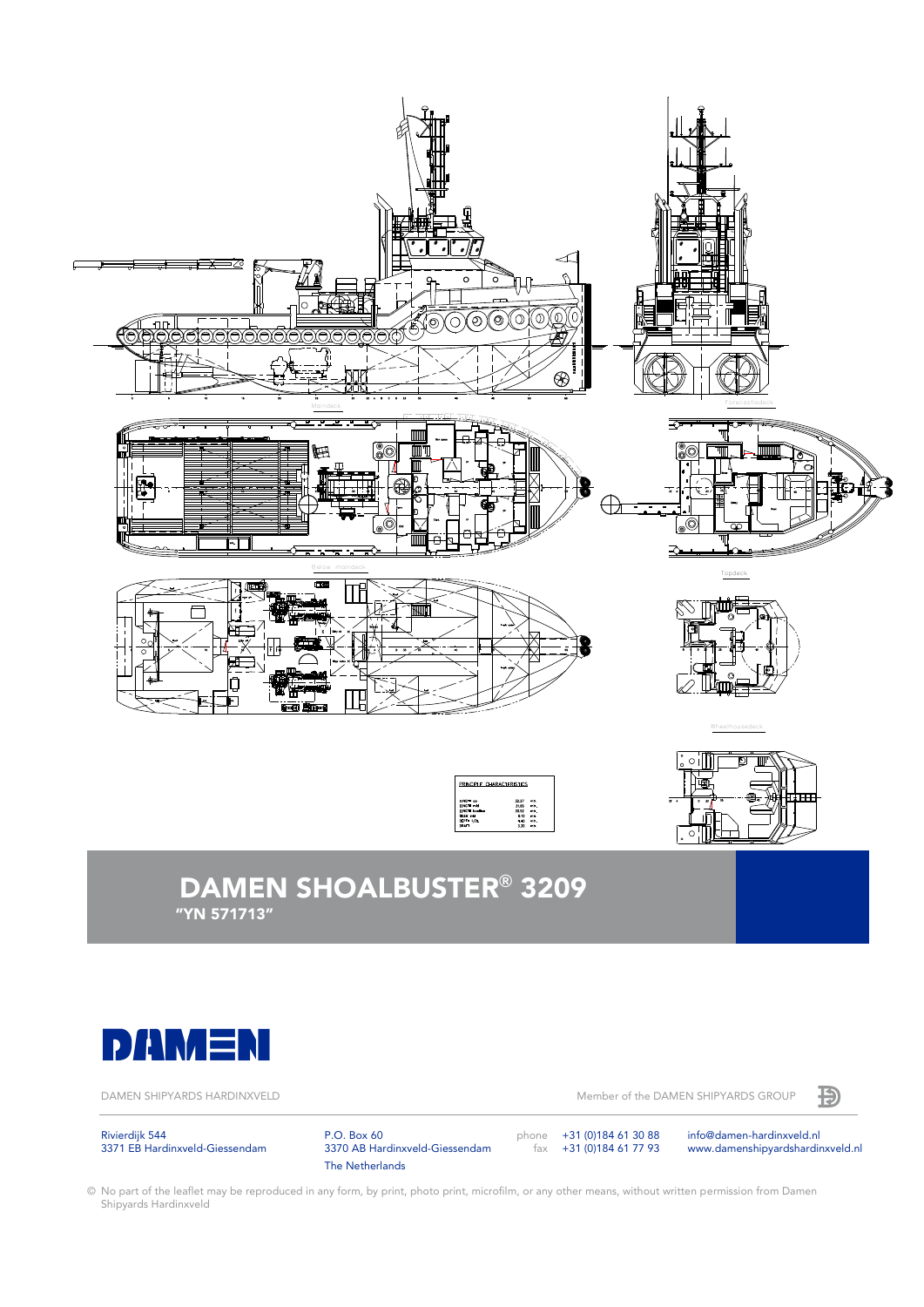# DAMEN SHOALBUSTER® 3209

**"YN 571713"**

DAMEN SHIPYARDS HARDINXVELD

Member of the DAMEN SHIPYARDS GROUP

Rivierdijk 544
3371 EB Hardinxveld-Giessendam

P.O. Box 60
3370 AB Hardinxveld-Giessendam
The Netherlands

phone +31 (0)184 61 30 88
fax +31 (0)184 61 77 93

info@damen-hardinxveld.nl
www.damenshipyardshardinxveld.nl

© No part of the leaflet may be reproduced in any form, by print, photo print, microfilm, or any other means, without written permission from Damen Shipyards Hardinxveld